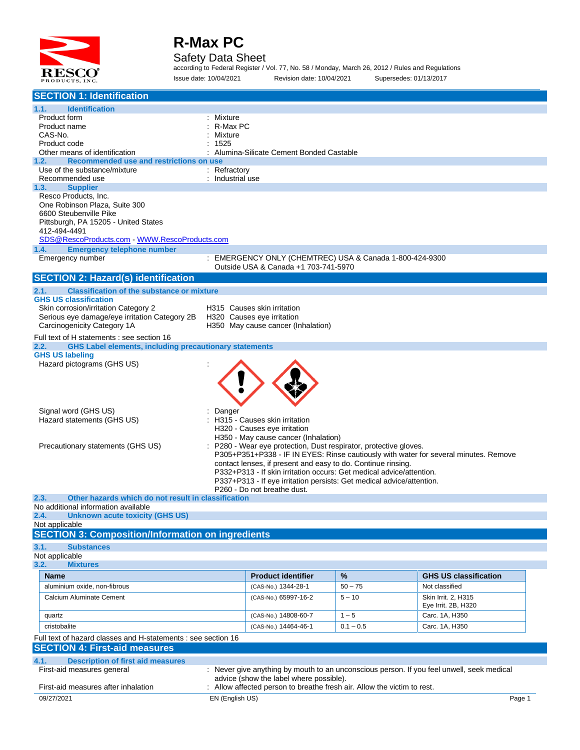# R-Max PC

## Safety Data Sheet

according to Federal Register / Vol. 77, No. 58 / Monday, March 26, 2012 / Rules and Regulations

Issue date: 10/04/2021 Revision date: 10/04/2021 Supersedes: 01/13/2017

## SECTION 1: Identification

### 1.1. Identification

| | |
|---|---|
| Product form | : Mixture |
| Product name | : R-Max PC |
| CAS-No. | : Mixture |
| Product code | : 1525 |
| Other means of identification | : Alumina-Silicate Cement Bonded Castable |

### 1.2. Recommended use and restrictions on use

| | |
|---|---|
| Use of the substance/mixture | : Refractory |
| Recommended use | : Industrial use |

### 1.3. Supplier

Resco Products, Inc.
One Robinson Plaza, Suite 300
6600 Steubenville Pike
Pittsburgh, PA 15205 - United States
412-494-4491
SDS@RescoProducts.com - WWW.RescoProducts.com

### 1.4. Emergency telephone number

| | |
|---|---|
| Emergency number | : EMERGENCY ONLY (CHEMTREC) USA & Canada 1-800-424-9300<br>Outside USA & Canada +1 703-741-5970 |

## SECTION 2: Hazard(s) identification

### 2.1. Classification of the substance or mixture

**GHS US classification**

| | |
|---|---|
| Skin corrosion/irritation Category 2 | H315 Causes skin irritation |
| Serious eye damage/eye irritation Category 2B | H320 Causes eye irritation |
| Carcinogenicity Category 1A | H350 May cause cancer (Inhalation) |

Full text of H statements : see section 16

### 2.2. GHS Label elements, including precautionary statements

**GHS US labeling**

Hazard pictograms (GHS US) :

Signal word (GHS US) : Danger

Hazard statements (GHS US) :
- H315 - Causes skin irritation
- H320 - Causes eye irritation
- H350 - May cause cancer (Inhalation)

Precautionary statements (GHS US) :
- P280 - Wear eye protection, Dust respirator, protective gloves.
- P305+P351+P338 - IF IN EYES: Rinse cautiously with water for several minutes. Remove contact lenses, if present and easy to do. Continue rinsing.
- P332+P313 - If skin irritation occurs: Get medical advice/attention.
- P337+P313 - If eye irritation persists: Get medical advice/attention.
- P260 - Do not breathe dust.

### 2.3. Other hazards which do not result in classification

No additional information available

### 2.4. Unknown acute toxicity (GHS US)

Not applicable

## SECTION 3: Composition/Information on ingredients

### 3.1. Substances

Not applicable

### 3.2. Mixtures

| Name | Product identifier | % | GHS US classification |
|---|---|---|---|
| aluminium oxide, non-fibrous | (CAS-No.) 1344-28-1 | 50 – 75 | Not classified |
| Calcium Aluminate Cement | (CAS-No.) 65997-16-2 | 5 – 10 | Skin Irrit. 2, H315<br>Eye Irrit. 2B, H320 |
| quartz | (CAS-No.) 14808-60-7 | 1 – 5 | Carc. 1A, H350 |
| cristobalite | (CAS-No.) 14464-46-1 | 0.1 – 0.5 | Carc. 1A, H350 |

Full text of hazard classes and H-statements : see section 16

## SECTION 4: First-aid measures

### 4.1. Description of first aid measures

| | |
|---|---|
| First-aid measures general | : Never give anything by mouth to an unconscious person. If you feel unwell, seek medical advice (show the label where possible). |
| First-aid measures after inhalation | : Allow affected person to breathe fresh air. Allow the victim to rest. |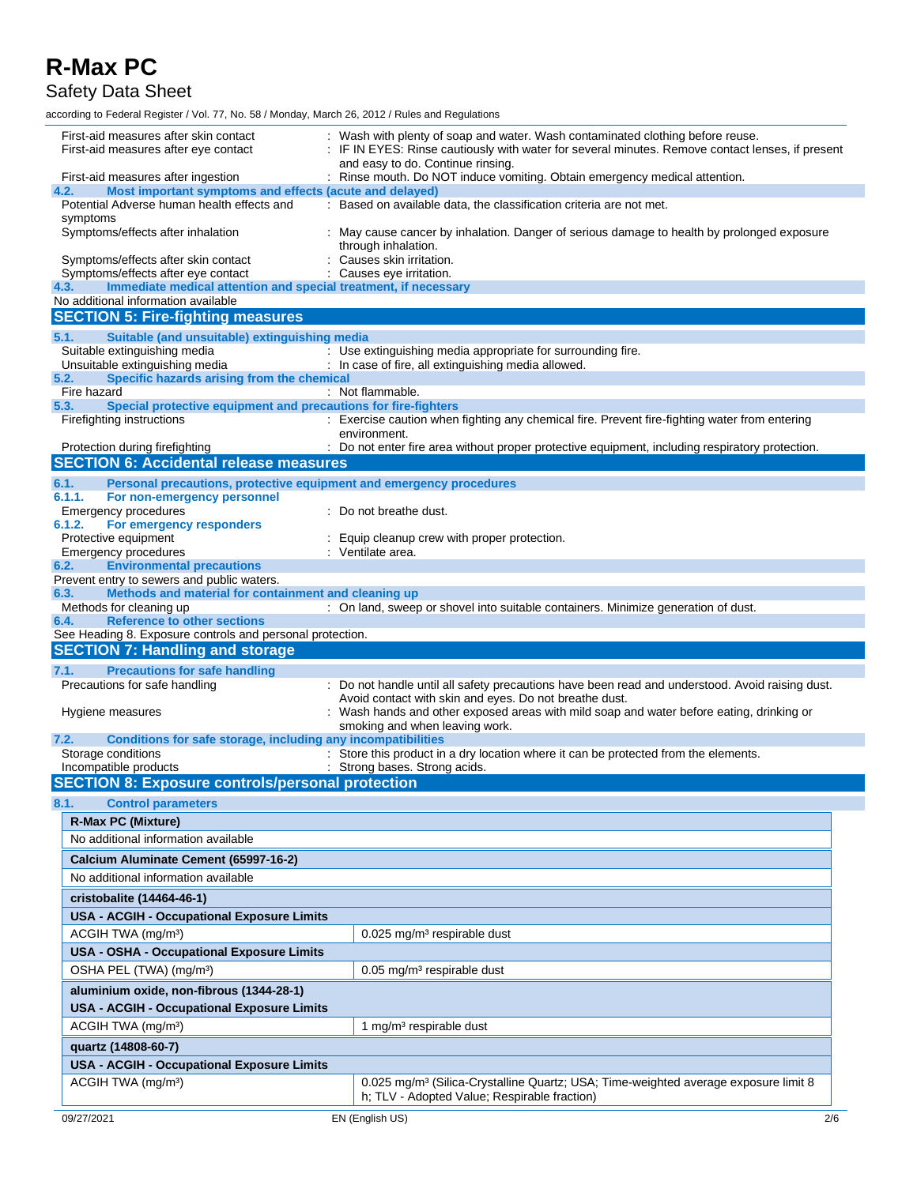First-aid measures after skin contact : Wash with plenty of soap and water. Wash contaminated clothing before reuse.

First-aid measures after eye contact : IF IN EYES: Rinse cautiously with water for several minutes. Remove contact lenses, if present and easy to do. Continue rinsing.

First-aid measures after ingestion : Rinse mouth. Do NOT induce vomiting. Obtain emergency medical attention.

### 4.2. Most important symptoms and effects (acute and delayed)

Potential Adverse human health effects and symptoms : Based on available data, the classification criteria are not met.

Symptoms/effects after inhalation : May cause cancer by inhalation. Danger of serious damage to health by prolonged exposure through inhalation.

Symptoms/effects after skin contact : Causes skin irritation.

Symptoms/effects after eye contact : Causes eye irritation.

### 4.3. Immediate medical attention and special treatment, if necessary

No additional information available

## SECTION 5: Fire-fighting measures

### 5.1. Suitable (and unsuitable) extinguishing media

Suitable extinguishing media : Use extinguishing media appropriate for surrounding fire.

Unsuitable extinguishing media : In case of fire, all extinguishing media allowed.

### 5.2. Specific hazards arising from the chemical

Fire hazard : Not flammable.

### 5.3. Special protective equipment and precautions for fire-fighters

Firefighting instructions : Exercise caution when fighting any chemical fire. Prevent fire-fighting water from entering environment.

Protection during firefighting : Do not enter fire area without proper protective equipment, including respiratory protection.

## SECTION 6: Accidental release measures

### 6.1. Personal precautions, protective equipment and emergency procedures

#### 6.1.1. For non-emergency personnel

Emergency procedures : Do not breathe dust.

#### 6.1.2. For emergency responders

Protective equipment : Equip cleanup crew with proper protection.

Emergency procedures : Ventilate area.

### 6.2. Environmental precautions

Prevent entry to sewers and public waters.

### 6.3. Methods and material for containment and cleaning up

Methods for cleaning up : On land, sweep or shovel into suitable containers. Minimize generation of dust.

### 6.4. Reference to other sections

See Heading 8. Exposure controls and personal protection.

## SECTION 7: Handling and storage

### 7.1. Precautions for safe handling

Precautions for safe handling : Do not handle until all safety precautions have been read and understood. Avoid raising dust. Avoid contact with skin and eyes. Do not breathe dust.

Hygiene measures : Wash hands and other exposed areas with mild soap and water before eating, drinking or smoking and when leaving work.

### 7.2. Conditions for safe storage, including any incompatibilities

Storage conditions : Store this product in a dry location where it can be protected from the elements.

Incompatible products : Strong bases. Strong acids.

## SECTION 8: Exposure controls/personal protection

### 8.1. Control parameters

| **R-Max PC (Mixture)** | |
|---|---|
| No additional information available | |
| **Calcium Aluminate Cement (65997-16-2)** | |
| No additional information available | |
| **cristobalite (14464-46-1)** | |
| **USA - ACGIH - Occupational Exposure Limits** | |
| ACGIH TWA (mg/m³) | 0.025 mg/m³ respirable dust |
| **USA - OSHA - Occupational Exposure Limits** | |
| OSHA PEL (TWA) (mg/m³) | 0.05 mg/m³ respirable dust |
| **aluminium oxide, non-fibrous (1344-28-1)** | |
| **USA - ACGIH - Occupational Exposure Limits** | |
| ACGIH TWA (mg/m³) | 1 mg/m³ respirable dust |
| **quartz (14808-60-7)** | |
| **USA - ACGIH - Occupational Exposure Limits** | |
| ACGIH TWA (mg/m³) | 0.025 mg/m³ (Silica-Crystalline Quartz; USA; Time-weighted average exposure limit 8 h; TLV - Adopted Value; Respirable fraction) |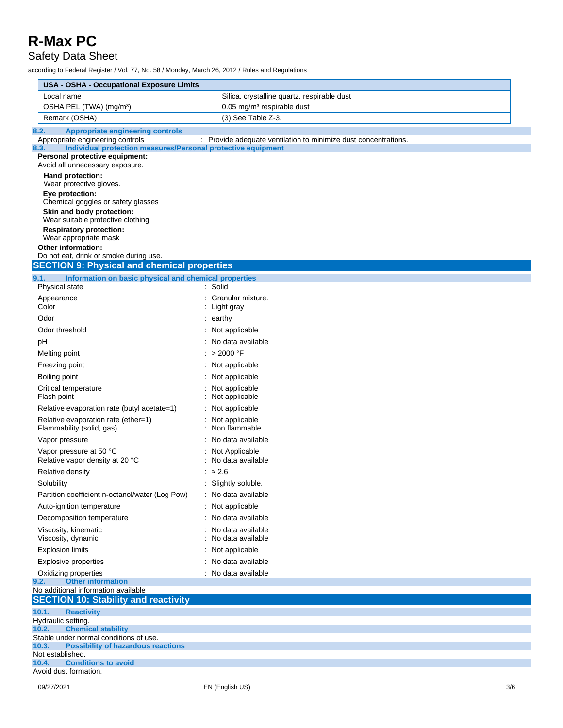| USA - OSHA - Occupational Exposure Limits | |
|---|---|
| Local name | Silica, crystalline quartz, respirable dust |
| OSHA PEL (TWA) (mg/m³) | 0.05 mg/m³ respirable dust |
| Remark (OSHA) | (3) See Table Z-3. |

### 8.2. Appropriate engineering controls

Appropriate engineering controls : Provide adequate ventilation to minimize dust concentrations.

### 8.3. Individual protection measures/Personal protective equipment

**Personal protective equipment:**

Avoid all unnecessary exposure.

**Hand protection:**

Wear protective gloves.

**Eye protection:**

Chemical goggles or safety glasses

**Skin and body protection:**

Wear suitable protective clothing

**Respiratory protection:**

Wear appropriate mask

**Other information:**

Do not eat, drink or smoke during use.

## SECTION 9: Physical and chemical properties

### 9.1. Information on basic physical and chemical properties

| Property | Value |
|---|---|
| Physical state | Solid |
| Appearance | Granular mixture. |
| Color | Light gray |
| Odor | earthy |
| Odor threshold | Not applicable |
| pH | No data available |
| Melting point | > 2000 °F |
| Freezing point | Not applicable |
| Boiling point | Not applicable |
| Critical temperature | Not applicable |
| Flash point | Not applicable |
| Relative evaporation rate (butyl acetate=1) | Not applicable |
| Relative evaporation rate (ether=1) | Not applicable |
| Flammability (solid, gas) | Non flammable. |
| Vapor pressure | No data available |
| Vapor pressure at 50 °C | Not Applicable |
| Relative vapor density at 20 °C | No data available |
| Relative density | ≈ 2.6 |
| Solubility | Slightly soluble. |
| Partition coefficient n-octanol/water (Log Pow) | No data available |
| Auto-ignition temperature | Not applicable |
| Decomposition temperature | No data available |
| Viscosity, kinematic | No data available |
| Viscosity, dynamic | No data available |
| Explosion limits | Not applicable |
| Explosive properties | No data available |
| Oxidizing properties | No data available |

### 9.2. Other information

No additional information available

## SECTION 10: Stability and reactivity

### 10.1. Reactivity

Hydraulic setting.

### 10.2. Chemical stability

Stable under normal conditions of use.

### 10.3. Possibility of hazardous reactions

Not established.

### 10.4. Conditions to avoid

Avoid dust formation.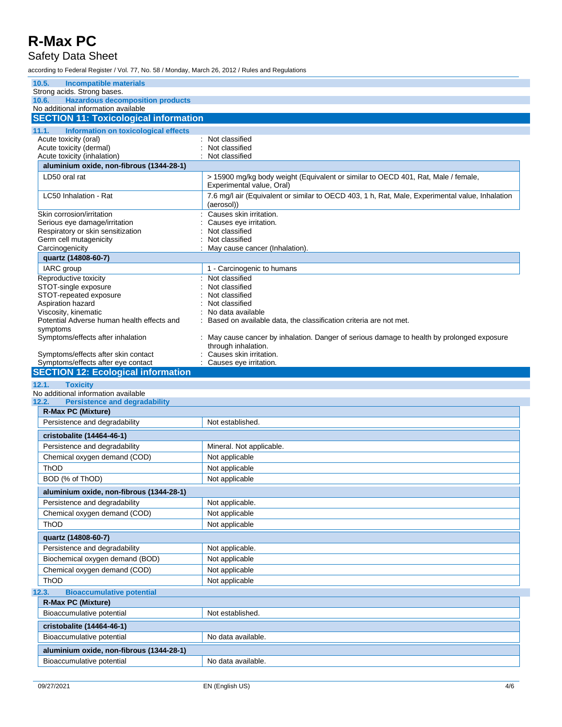### 10.5. Incompatible materials

Strong acids. Strong bases.

### 10.6. Hazardous decomposition products

No additional information available

## SECTION 11: Toxicological information

### 11.1. Information on toxicological effects

Acute toxicity (oral) : Not classified
Acute toxicity (dermal) : Not classified
Acute toxicity (inhalation) : Not classified

| aluminium oxide, non-fibrous (1344-28-1) | |
|---|---|
| LD50 oral rat | > 15900 mg/kg body weight (Equivalent or similar to OECD 401, Rat, Male / female, Experimental value, Oral) |
| LC50 Inhalation - Rat | 7.6 mg/l air (Equivalent or similar to OECD 403, 1 h, Rat, Male, Experimental value, Inhalation (aerosol)) |

Skin corrosion/irritation : Causes skin irritation.
Serious eye damage/irritation : Causes eye irritation.
Respiratory or skin sensitization : Not classified
Germ cell mutagenicity : Not classified
Carcinogenicity : May cause cancer (Inhalation).

| quartz (14808-60-7) | |
|---|---|
| IARC group | 1 - Carcinogenic to humans |

Reproductive toxicity : Not classified
STOT-single exposure : Not classified
STOT-repeated exposure : Not classified
Aspiration hazard : Not classified
Viscosity, kinematic : No data available
Potential Adverse human health effects and symptoms : Based on available data, the classification criteria are not met.
Symptoms/effects after inhalation : May cause cancer by inhalation. Danger of serious damage to health by prolonged exposure through inhalation.
Symptoms/effects after skin contact : Causes skin irritation.
Symptoms/effects after eye contact : Causes eye irritation.

## SECTION 12: Ecological information

### 12.1. Toxicity

No additional information available

### 12.2. Persistence and degradability

| R-Max PC (Mixture) | |
|---|---|
| Persistence and degradability | Not established. |

| cristobalite (14464-46-1) | |
|---|---|
| Persistence and degradability | Mineral. Not applicable. |
| Chemical oxygen demand (COD) | Not applicable |
| ThOD | Not applicable |
| BOD (% of ThOD) | Not applicable |

| aluminium oxide, non-fibrous (1344-28-1) | |
|---|---|
| Persistence and degradability | Not applicable. |
| Chemical oxygen demand (COD) | Not applicable |
| ThOD | Not applicable |

| quartz (14808-60-7) | |
|---|---|
| Persistence and degradability | Not applicable. |
| Biochemical oxygen demand (BOD) | Not applicable |
| Chemical oxygen demand (COD) | Not applicable |
| ThOD | Not applicable |

### 12.3. Bioaccumulative potential

| R-Max PC (Mixture) | |
|---|---|
| Bioaccumulative potential | Not established. |

| cristobalite (14464-46-1) | |
|---|---|
| Bioaccumulative potential | No data available. |

| aluminium oxide, non-fibrous (1344-28-1) | |
|---|---|
| Bioaccumulative potential | No data available. |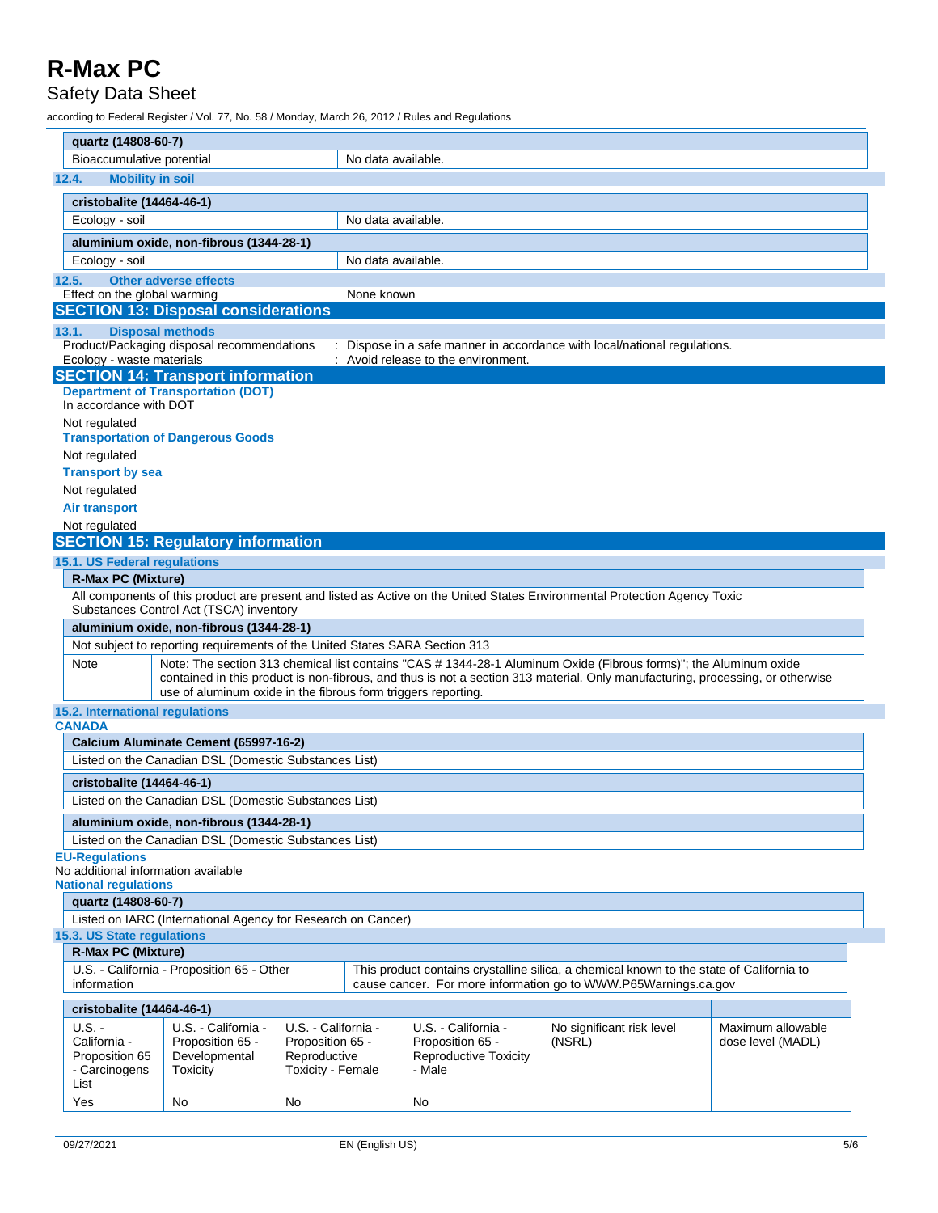| quartz (14808-60-7) | |
|---|---|
| Bioaccumulative potential | No data available. |

### 12.4. Mobility in soil

| cristobalite (14464-46-1) | |
|---|---|
| Ecology - soil | No data available. |

| aluminium oxide, non-fibrous (1344-28-1) | |
|---|---|
| Ecology - soil | No data available. |

### 12.5. Other adverse effects

Effect on the global warming : None known

## SECTION 13: Disposal considerations

### 13.1. Disposal methods

Product/Packaging disposal recommendations : Dispose in a safe manner in accordance with local/national regulations.

Ecology - waste materials : Avoid release to the environment.

## SECTION 14: Transport information

**Department of Transportation (DOT)**

In accordance with DOT

Not regulated

**Transportation of Dangerous Goods**

Not regulated

**Transport by sea**

Not regulated

**Air transport**

Not regulated

## SECTION 15: Regulatory information

### 15.1. US Federal regulations

| R-Max PC (Mixture) |
|---|
| All components of this product are present and listed as Active on the United States Environmental Protection Agency Toxic Substances Control Act (TSCA) inventory |

| aluminium oxide, non-fibrous (1344-28-1) | |
|---|---|
| Not subject to reporting requirements of the United States SARA Section 313 | |
| Note | Note: The section 313 chemical list contains "CAS # 1344-28-1 Aluminum Oxide (Fibrous forms)"; the Aluminum oxide contained in this product is non-fibrous, and thus is not a section 313 material. Only manufacturing, processing, or otherwise use of aluminum oxide in the fibrous form triggers reporting. |

### 15.2. International regulations

**CANADA**

| Calcium Aluminate Cement (65997-16-2) |
|---|
| Listed on the Canadian DSL (Domestic Substances List) |

| cristobalite (14464-46-1) |
|---|
| Listed on the Canadian DSL (Domestic Substances List) |

| aluminium oxide, non-fibrous (1344-28-1) |
|---|
| Listed on the Canadian DSL (Domestic Substances List) |

**EU-Regulations**

No additional information available

**National regulations**

| quartz (14808-60-7) |
|---|
| Listed on IARC (International Agency for Research on Cancer) |

### 15.3. US State regulations

| R-Max PC (Mixture) | |
|---|---|
| U.S. - California - Proposition 65 - Other information | This product contains crystalline silica, a chemical known to the state of California to cause cancer. For more information go to WWW.P65Warnings.ca.gov |

| cristobalite (14464-46-1) | | | | | |
|---|---|---|---|---|---|
| U.S. - California - Proposition 65 - Carcinogens List | U.S. - California - Proposition 65 - Developmental Toxicity | U.S. - California - Proposition 65 - Reproductive Toxicity - Female | U.S. - California - Proposition 65 - Reproductive Toxicity - Male | No significant risk level (NSRL) | Maximum allowable dose level (MADL) |
| Yes | No | No | No | | |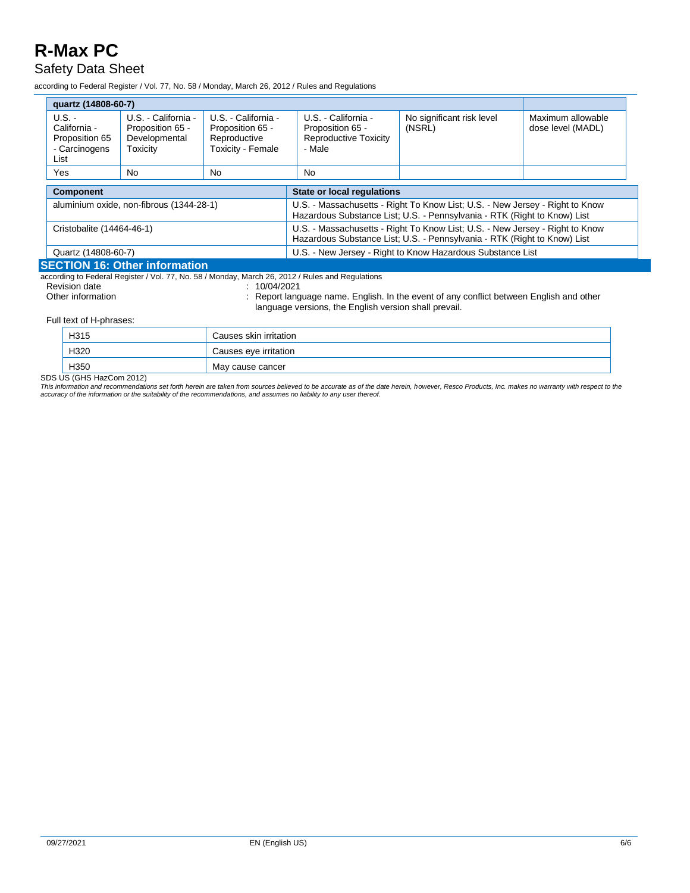| quartz (14808-60-7) | | | | | |
|---|---|---|---|---|---|
| U.S. - California - Proposition 65 - Carcinogens List | U.S. - California - Proposition 65 - Developmental Toxicity | U.S. - California - Proposition 65 - Reproductive Toxicity - Female | U.S. - California - Proposition 65 - Reproductive Toxicity - Male | No significant risk level (NSRL) | Maximum allowable dose level (MADL) |
| Yes | No | No | No | | |

| Component | State or local regulations |
|---|---|
| aluminium oxide, non-fibrous (1344-28-1) | U.S. - Massachusetts - Right To Know List; U.S. - New Jersey - Right to Know Hazardous Substance List; U.S. - Pennsylvania - RTK (Right to Know) List |
| Cristobalite (14464-46-1) | U.S. - Massachusetts - Right To Know List; U.S. - New Jersey - Right to Know Hazardous Substance List; U.S. - Pennsylvania - RTK (Right to Know) List |
| Quartz (14808-60-7) | U.S. - New Jersey - Right to Know Hazardous Substance List |

## SECTION 16: Other information

according to Federal Register / Vol. 77, No. 58 / Monday, March 26, 2012 / Rules and Regulations

Revision date : 10/04/2021

Other information : Report language name. English. In the event of any conflict between English and other language versions, the English version shall prevail.

Full text of H-phrases:

| | |
|---|---|
| H315 | Causes skin irritation |
| H320 | Causes eye irritation |
| H350 | May cause cancer |

SDS US (GHS HazCom 2012)

*This information and recommendations set forth herein are taken from sources believed to be accurate as of the date herein, however, Resco Products, Inc. makes no warranty with respect to the accuracy of the information or the suitability of the recommendations, and assumes no liability to any user thereof.*